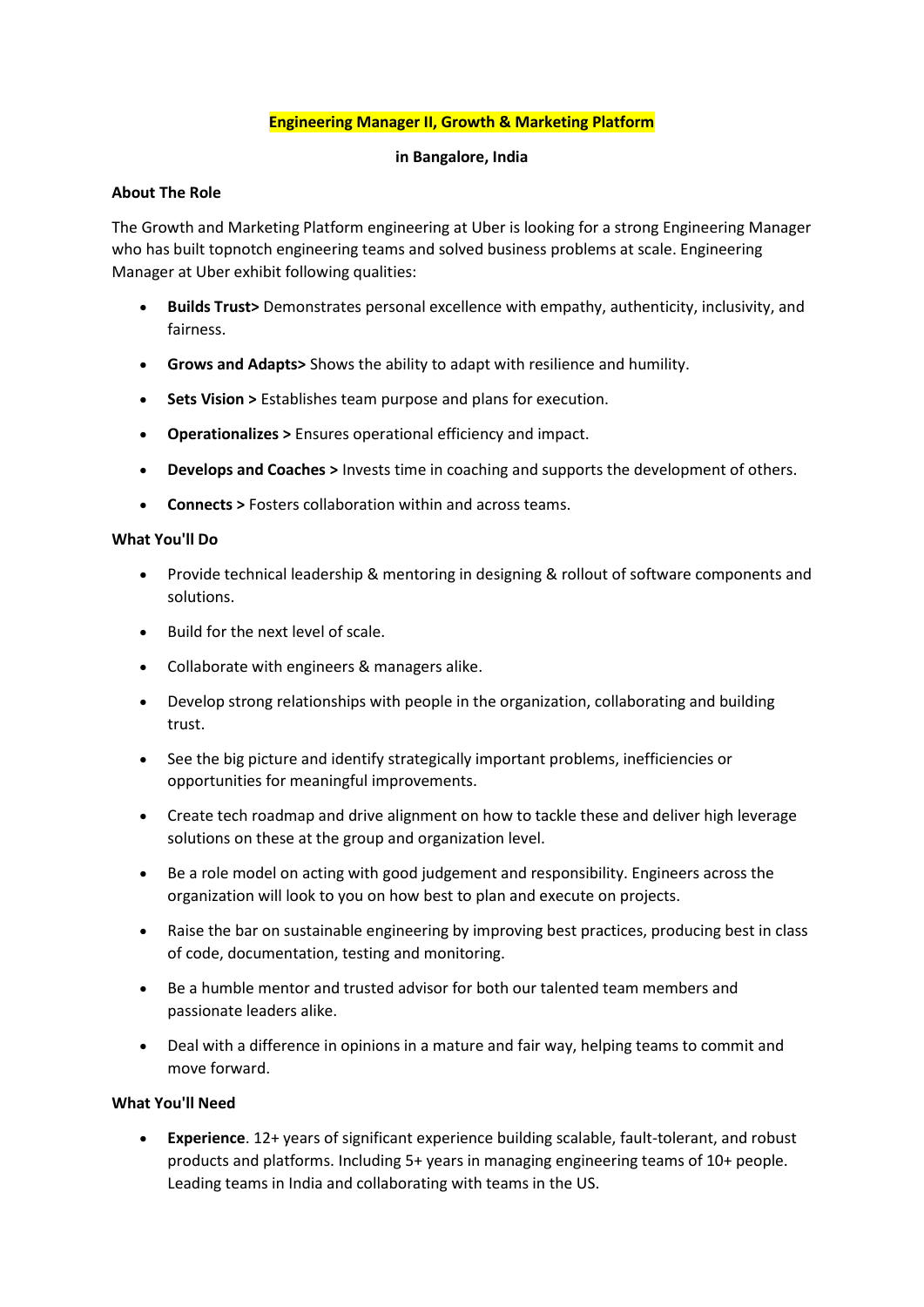# Engineering Manager II, Growth & Marketing Platform

**in Bangalore, India**

**About The Role**

The Growth and Marketing Platform engineering at Uber is looking for a strong Engineering Manager who has built topnotch engineering teams and solved business problems at scale. Engineering Manager at Uber exhibit following qualities:

- **Builds Trust>** Demonstrates personal excellence with empathy, authenticity, inclusivity, and fairness.
- **Grows and Adapts>** Shows the ability to adapt with resilience and humility.
- **Sets Vision >** Establishes team purpose and plans for execution.
- **Operationalizes >** Ensures operational efficiency and impact.
- **Develops and Coaches >** Invests time in coaching and supports the development of others.
- **Connects >** Fosters collaboration within and across teams.

**What You'll Do**

- Provide technical leadership & mentoring in designing & rollout of software components and solutions.
- Build for the next level of scale.
- Collaborate with engineers & managers alike.
- Develop strong relationships with people in the organization, collaborating and building trust.
- See the big picture and identify strategically important problems, inefficiencies or opportunities for meaningful improvements.
- Create tech roadmap and drive alignment on how to tackle these and deliver high leverage solutions on these at the group and organization level.
- Be a role model on acting with good judgement and responsibility. Engineers across the organization will look to you on how best to plan and execute on projects.
- Raise the bar on sustainable engineering by improving best practices, producing best in class of code, documentation, testing and monitoring.
- Be a humble mentor and trusted advisor for both our talented team members and passionate leaders alike.
- Deal with a difference in opinions in a mature and fair way, helping teams to commit and move forward.

**What You'll Need**

- **Experience**. 12+ years of significant experience building scalable, fault-tolerant, and robust products and platforms. Including 5+ years in managing engineering teams of 10+ people. Leading teams in India and collaborating with teams in the US.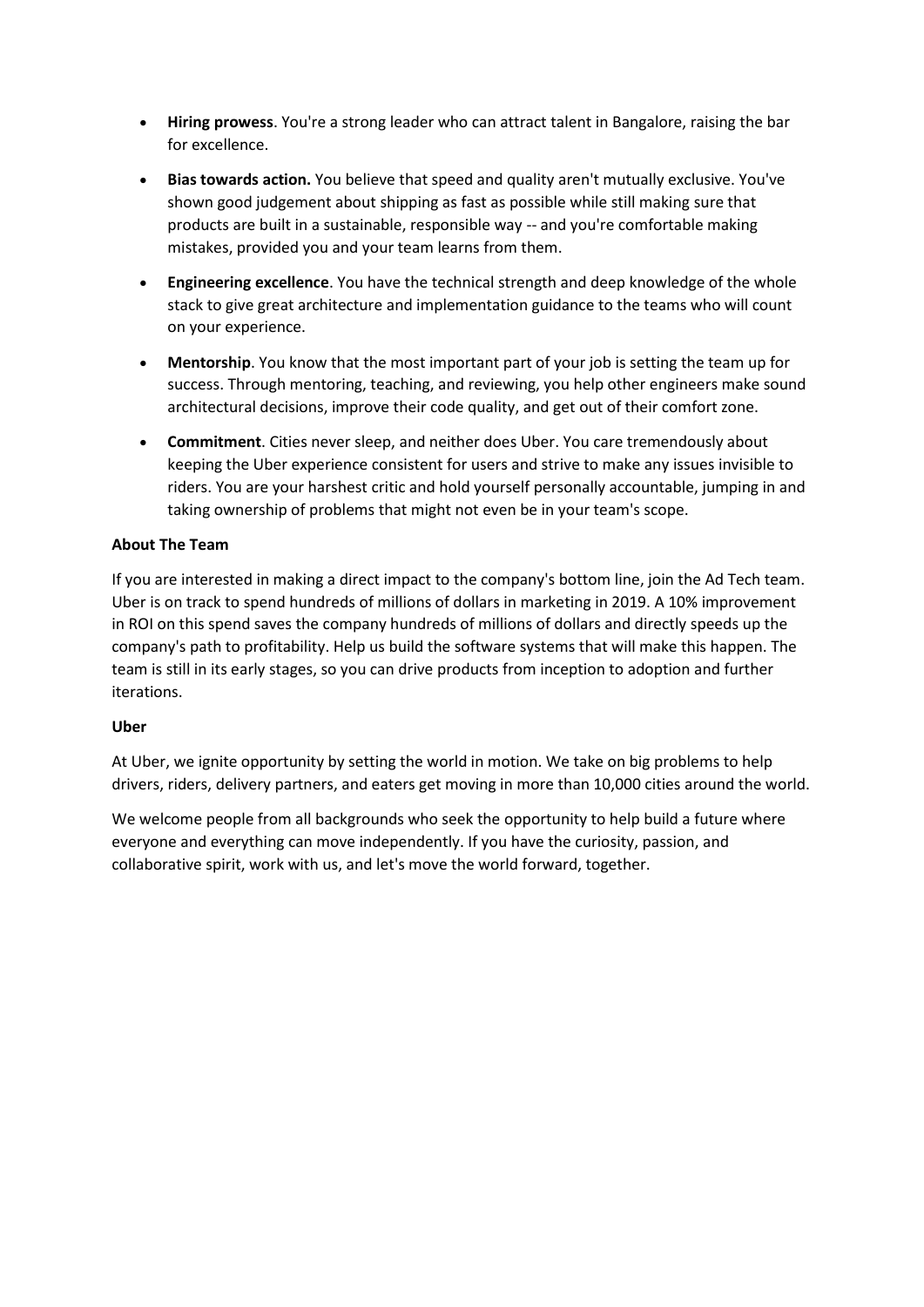- **Hiring prowess**. You're a strong leader who can attract talent in Bangalore, raising the bar for excellence.
- **Bias towards action.** You believe that speed and quality aren't mutually exclusive. You've shown good judgement about shipping as fast as possible while still making sure that products are built in a sustainable, responsible way -- and you're comfortable making mistakes, provided you and your team learns from them.
- **Engineering excellence**. You have the technical strength and deep knowledge of the whole stack to give great architecture and implementation guidance to the teams who will count on your experience.
- **Mentorship**. You know that the most important part of your job is setting the team up for success. Through mentoring, teaching, and reviewing, you help other engineers make sound architectural decisions, improve their code quality, and get out of their comfort zone.
- **Commitment**. Cities never sleep, and neither does Uber. You care tremendously about keeping the Uber experience consistent for users and strive to make any issues invisible to riders. You are your harshest critic and hold yourself personally accountable, jumping in and taking ownership of problems that might not even be in your team's scope.

**About The Team**

If you are interested in making a direct impact to the company's bottom line, join the Ad Tech team. Uber is on track to spend hundreds of millions of dollars in marketing in 2019. A 10% improvement in ROI on this spend saves the company hundreds of millions of dollars and directly speeds up the company's path to profitability. Help us build the software systems that will make this happen. The team is still in its early stages, so you can drive products from inception to adoption and further iterations.

**Uber**

At Uber, we ignite opportunity by setting the world in motion. We take on big problems to help drivers, riders, delivery partners, and eaters get moving in more than 10,000 cities around the world.

We welcome people from all backgrounds who seek the opportunity to help build a future where everyone and everything can move independently. If you have the curiosity, passion, and collaborative spirit, work with us, and let's move the world forward, together.